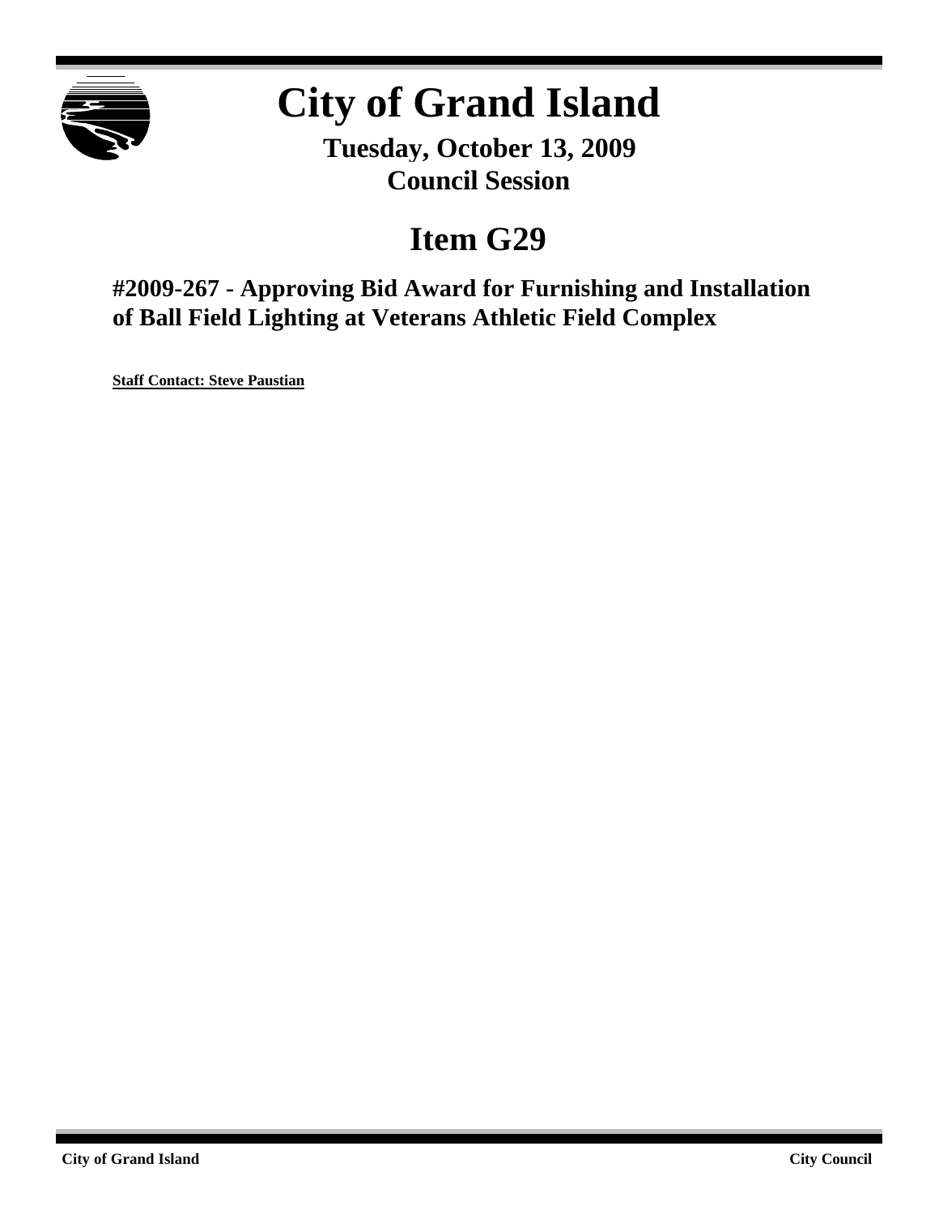# City of Grand Island

**Tuesday, October 13, 2009**
**Council Session**

## Item G29

### #2009-267 - Approving Bid Award for Furnishing and Installation of Ball Field Lighting at Veterans Athletic Field Complex

**Staff Contact: Steve Paustian**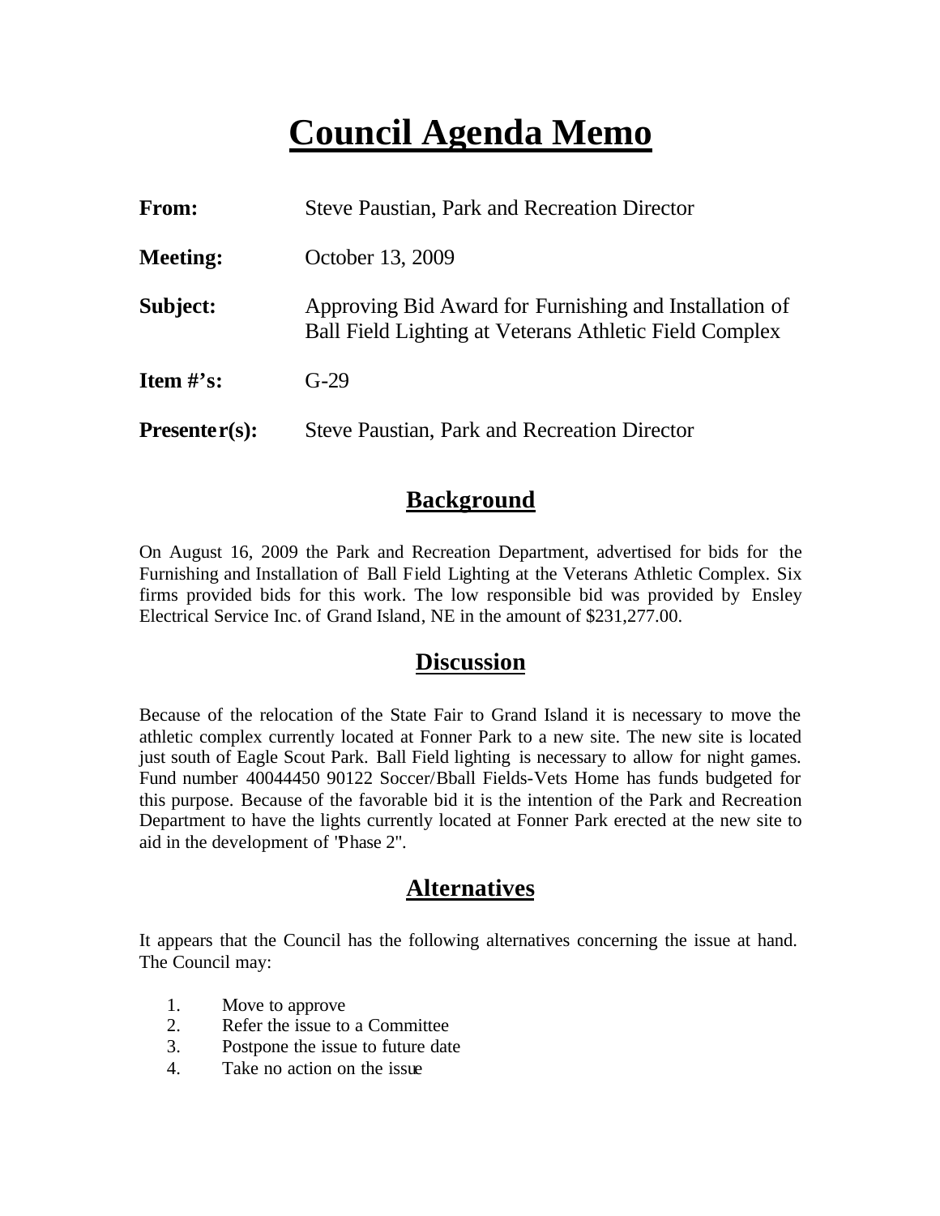# Council Agenda Memo

| | |
|---|---|
| **From:** | Steve Paustian, Park and Recreation Director |
| **Meeting:** | October 13, 2009 |
| **Subject:** | Approving Bid Award for Furnishing and Installation of Ball Field Lighting at Veterans Athletic Field Complex |
| **Item #'s:** | G-29 |
| **Presenter(s):** | Steve Paustian, Park and Recreation Director |

## Background

On August 16, 2009 the Park and Recreation Department, advertised for bids for the Furnishing and Installation of Ball Field Lighting at the Veterans Athletic Complex. Six firms provided bids for this work. The low responsible bid was provided by Ensley Electrical Service Inc. of Grand Island, NE in the amount of $231,277.00.

## Discussion

Because of the relocation of the State Fair to Grand Island it is necessary to move the athletic complex currently located at Fonner Park to a new site. The new site is located just south of Eagle Scout Park. Ball Field lighting is necessary to allow for night games. Fund number 40044450 90122 Soccer/Bball Fields-Vets Home has funds budgeted for this purpose. Because of the favorable bid it is the intention of the Park and Recreation Department to have the lights currently located at Fonner Park erected at the new site to aid in the development of "Phase 2".

## Alternatives

It appears that the Council has the following alternatives concerning the issue at hand. The Council may:

1. Move to approve
2. Refer the issue to a Committee
3. Postpone the issue to future date
4. Take no action on the issue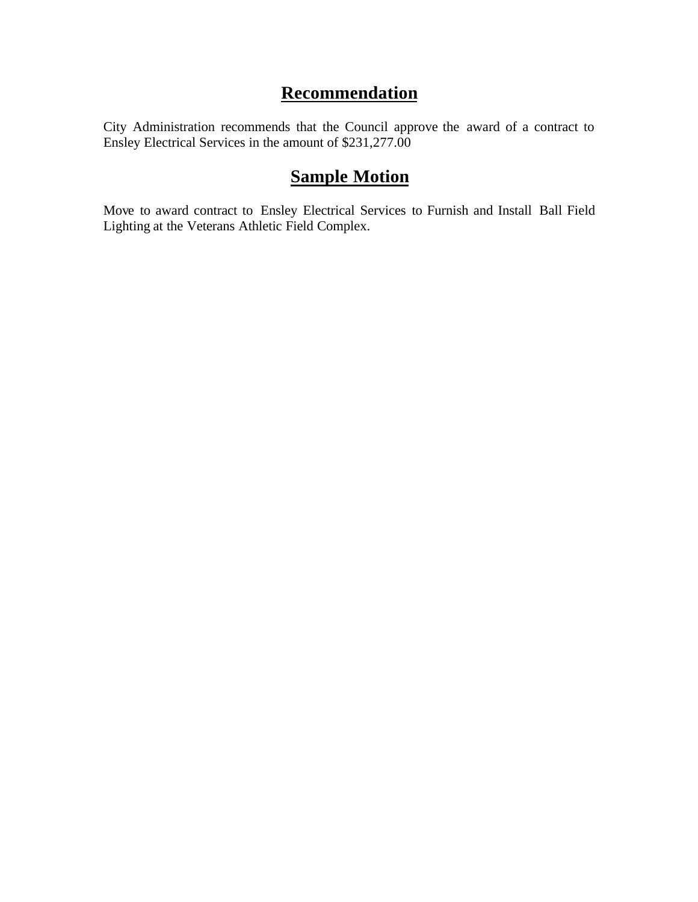# Recommendation

City Administration recommends that the Council approve the award of a contract to Ensley Electrical Services in the amount of $231,277.00

# Sample Motion

Move to award contract to Ensley Electrical Services to Furnish and Install Ball Field Lighting at the Veterans Athletic Field Complex.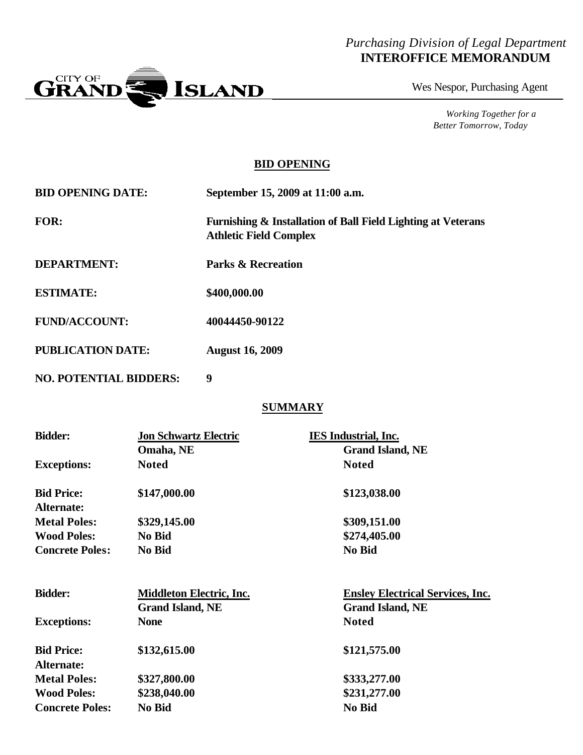*Purchasing Division of Legal Department*
**INTEROFFICE MEMORANDUM**

CITY OF GRAND ISLAND

Wes Nespor, Purchasing Agent

*Working Together for a Better Tomorrow, Today*

## BID OPENING

| | |
|---|---|
| **BID OPENING DATE:** | **September 15, 2009 at 11:00 a.m.** |
| **FOR:** | **Furnishing & Installation of Ball Field Lighting at Veterans Athletic Field Complex** |
| **DEPARTMENT:** | **Parks & Recreation** |
| **ESTIMATE:** | **$400,000.00** |
| **FUND/ACCOUNT:** | **40044450-90122** |
| **PUBLICATION DATE:** | **August 16, 2009** |
| **NO. POTENTIAL BIDDERS:** | **9** |

## SUMMARY

| **Bidder:** | **Jon Schwartz Electric** Omaha, NE | **IES Industrial, Inc.** Grand Island, NE |
|---|---|---|
| **Exceptions:** | **Noted** | **Noted** |
| **Bid Price:** | **$147,000.00** | **$123,038.00** |
| **Alternate:** | | |
| **Metal Poles:** | **$329,145.00** | **$309,151.00** |
| **Wood Poles:** | **No Bid** | **$274,405.00** |
| **Concrete Poles:** | **No Bid** | **No Bid** |

| **Bidder:** | **Middleton Electric, Inc.** Grand Island, NE | **Ensley Electrical Services, Inc.** Grand Island, NE |
|---|---|---|
| **Exceptions:** | **None** | **Noted** |
| **Bid Price:** | **$132,615.00** | **$121,575.00** |
| **Alternate:** | | |
| **Metal Poles:** | **$327,800.00** | **$333,277.00** |
| **Wood Poles:** | **$238,040.00** | **$231,277.00** |
| **Concrete Poles:** | **No Bid** | **No Bid** |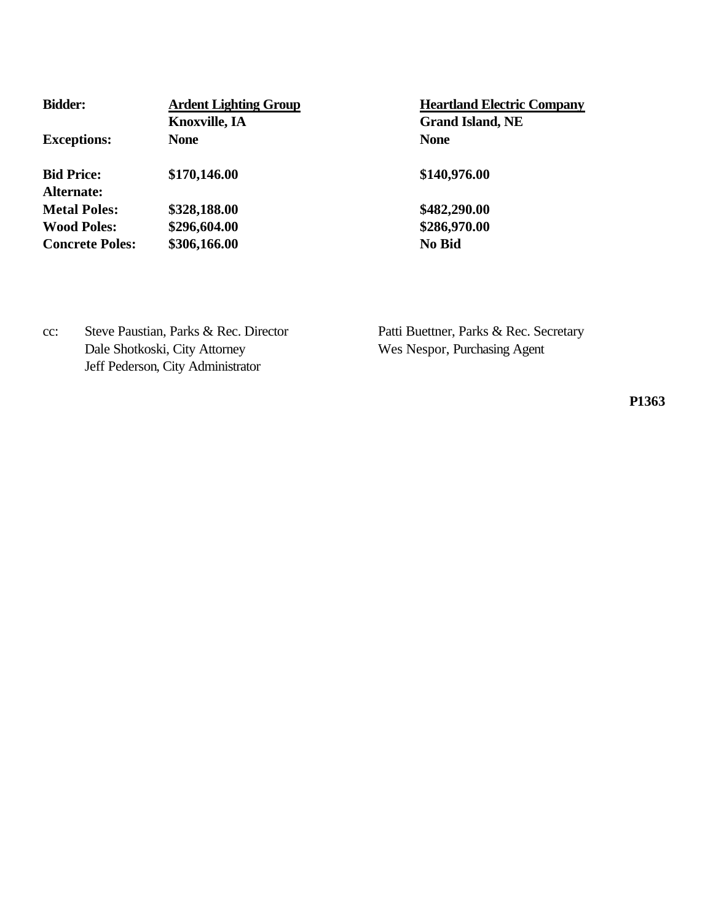| **Bidder:** | **Ardent Lighting Group**<br>**Knoxville, IA** | **Heartland Electric Company**<br>**Grand Island, NE** |
|---|---|---|
| **Exceptions:** | **None** | **None** |
| **Bid Price:** | **$170,146.00** | **$140,976.00** |
| **Alternate:** | | |
| **Metal Poles:** | **$328,188.00** | **$482,290.00** |
| **Wood Poles:** | **$296,604.00** | **$286,970.00** |
| **Concrete Poles:** | **$306,166.00** | **No Bid** |

cc: Steve Paustian, Parks & Rec. Director
Dale Shotkoski, City Attorney
Jeff Pederson, City Administrator
Patti Buettner, Parks & Rec. Secretary
Wes Nespor, Purchasing Agent

**P1363**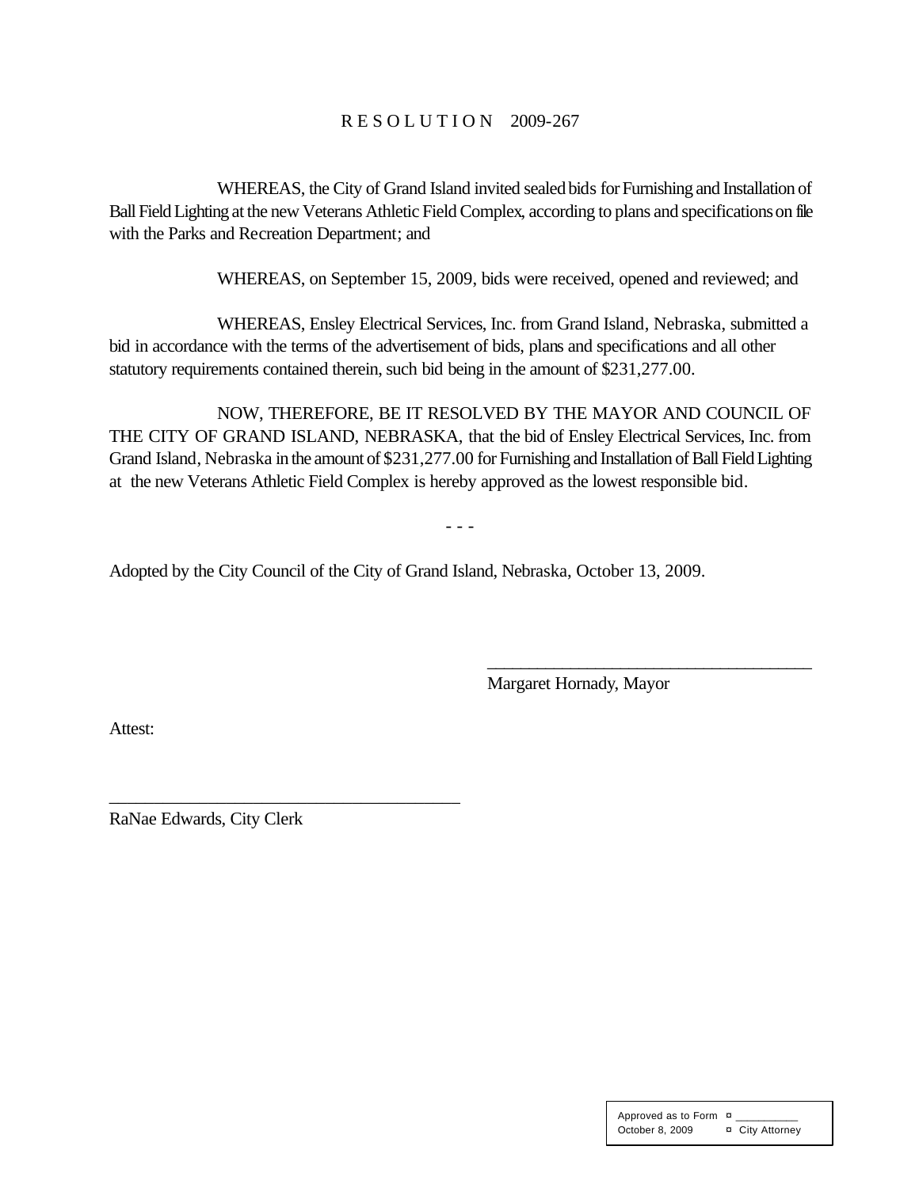# RESOLUTION 2009-267

WHEREAS, the City of Grand Island invited sealed bids for Furnishing and Installation of Ball Field Lighting at the new Veterans Athletic Field Complex, according to plans and specifications on file with the Parks and Recreation Department; and

WHEREAS, on September 15, 2009, bids were received, opened and reviewed; and

WHEREAS, Ensley Electrical Services, Inc. from Grand Island, Nebraska, submitted a bid in accordance with the terms of the advertisement of bids, plans and specifications and all other statutory requirements contained therein, such bid being in the amount of $231,277.00.

NOW, THEREFORE, BE IT RESOLVED BY THE MAYOR AND COUNCIL OF THE CITY OF GRAND ISLAND, NEBRASKA, that the bid of Ensley Electrical Services, Inc. from Grand Island, Nebraska in the amount of $231,277.00 for Furnishing and Installation of Ball Field Lighting at the new Veterans Athletic Field Complex is hereby approved as the lowest responsible bid.

- - -

Adopted by the City Council of the City of Grand Island, Nebraska, October 13, 2009.

_____________________________________
Margaret Hornady, Mayor

Attest:

_____________________________________
RaNae Edwards, City Clerk

Approved as to Form ¤ __________
October 8, 2009 ¤ City Attorney